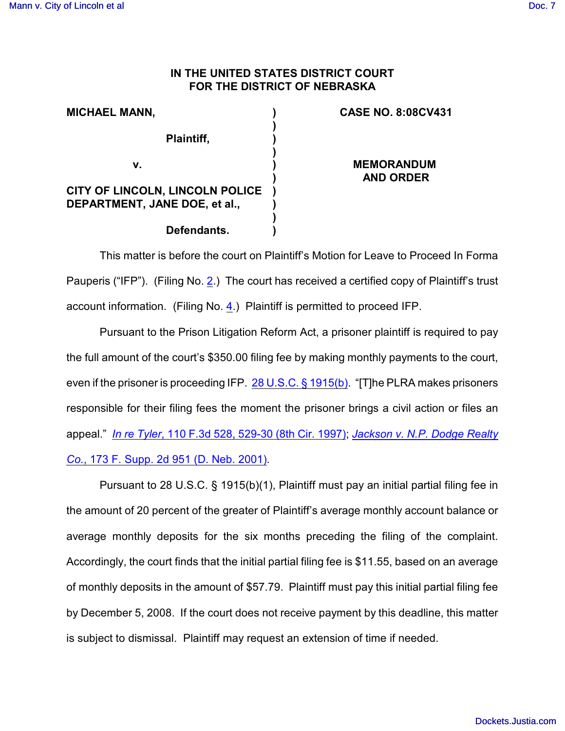**IN THE UNITED STATES DISTRICT COURT**
**FOR THE DISTRICT OF NEBRASKA**

| | | |
|---|---|---|
| **MICHAEL MANN,** | ) | **CASE NO. 8:08CV431** |
| | ) | |
| **Plaintiff,** | ) | |
| | ) | |
| **v.** | ) | **MEMORANDUM AND ORDER** |
| | ) | |
| **CITY OF LINCOLN, LINCOLN POLICE DEPARTMENT, JANE DOE, et al.,** | ) | |
| | ) | |
| **Defendants.** | ) | |

This matter is before the court on Plaintiff's Motion for Leave to Proceed In Forma Pauperis ("IFP"). (Filing No. 2.) The court has received a certified copy of Plaintiff's trust account information. (Filing No. 4.) Plaintiff is permitted to proceed IFP.

Pursuant to the Prison Litigation Reform Act, a prisoner plaintiff is required to pay the full amount of the court's $350.00 filing fee by making monthly payments to the court, even if the prisoner is proceeding IFP. 28 U.S.C. § 1915(b). "[T]he PLRA makes prisoners responsible for their filing fees the moment the prisoner brings a civil action or files an appeal." *In re Tyler*, 110 F.3d 528, 529-30 (8th Cir. 1997); *Jackson v. N.P. Dodge Realty Co.*, 173 F. Supp. 2d 951 (D. Neb. 2001).

Pursuant to 28 U.S.C. § 1915(b)(1), Plaintiff must pay an initial partial filing fee in the amount of 20 percent of the greater of Plaintiff's average monthly account balance or average monthly deposits for the six months preceding the filing of the complaint. Accordingly, the court finds that the initial partial filing fee is $11.55, based on an average of monthly deposits in the amount of $57.79. Plaintiff must pay this initial partial filing fee by December 5, 2008. If the court does not receive payment by this deadline, this matter is subject to dismissal. Plaintiff may request an extension of time if needed.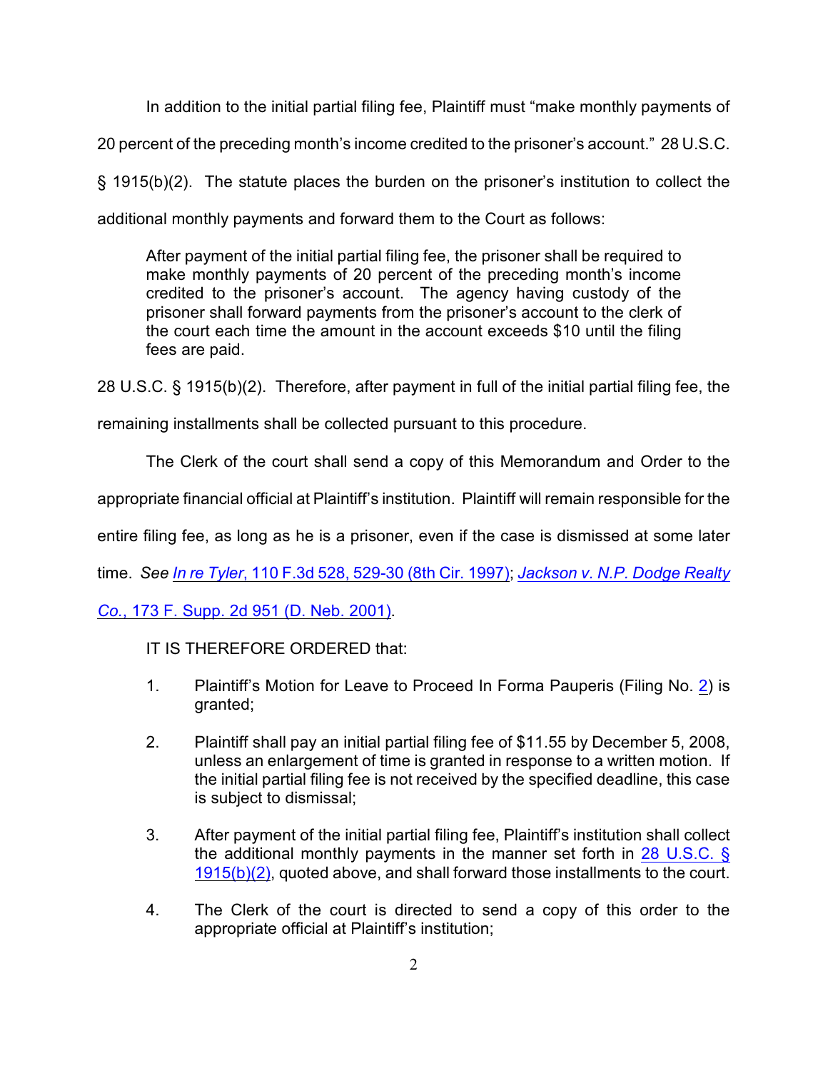In addition to the initial partial filing fee, Plaintiff must "make monthly payments of 20 percent of the preceding month's income credited to the prisoner's account." 28 U.S.C. § 1915(b)(2). The statute places the burden on the prisoner's institution to collect the additional monthly payments and forward them to the Court as follows:

> After payment of the initial partial filing fee, the prisoner shall be required to make monthly payments of 20 percent of the preceding month's income credited to the prisoner's account. The agency having custody of the prisoner shall forward payments from the prisoner's account to the clerk of the court each time the amount in the account exceeds $10 until the filing fees are paid.

28 U.S.C. § 1915(b)(2). Therefore, after payment in full of the initial partial filing fee, the remaining installments shall be collected pursuant to this procedure.

The Clerk of the court shall send a copy of this Memorandum and Order to the appropriate financial official at Plaintiff's institution. Plaintiff will remain responsible for the entire filing fee, as long as he is a prisoner, even if the case is dismissed at some later time. *See In re Tyler*, 110 F.3d 528, 529-30 (8th Cir. 1997); *Jackson v. N.P. Dodge Realty Co.*, 173 F. Supp. 2d 951 (D. Neb. 2001).

IT IS THEREFORE ORDERED that:

1. Plaintiff's Motion for Leave to Proceed In Forma Pauperis (Filing No. 2) is granted;

2. Plaintiff shall pay an initial partial filing fee of $11.55 by December 5, 2008, unless an enlargement of time is granted in response to a written motion. If the initial partial filing fee is not received by the specified deadline, this case is subject to dismissal;

3. After payment of the initial partial filing fee, Plaintiff's institution shall collect the additional monthly payments in the manner set forth in 28 U.S.C. § 1915(b)(2), quoted above, and shall forward those installments to the court.

4. The Clerk of the court is directed to send a copy of this order to the appropriate official at Plaintiff's institution;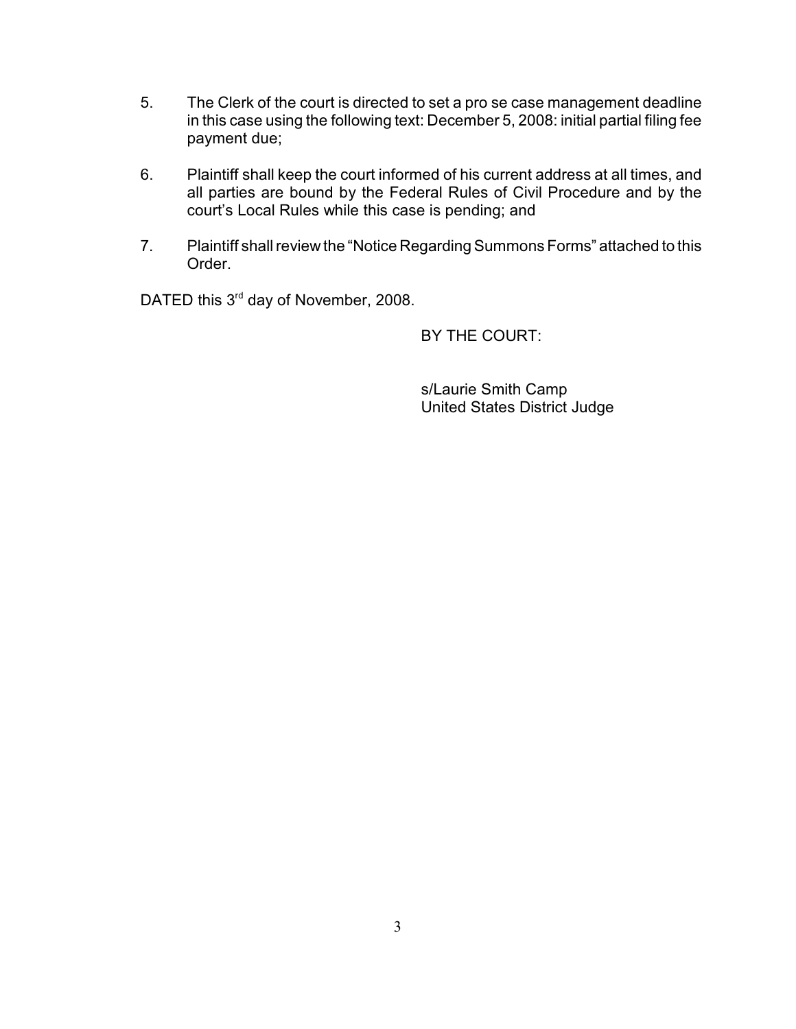5. The Clerk of the court is directed to set a pro se case management deadline in this case using the following text: December 5, 2008: initial partial filing fee payment due;

6. Plaintiff shall keep the court informed of his current address at all times, and all parties are bound by the Federal Rules of Civil Procedure and by the court's Local Rules while this case is pending; and

7. Plaintiff shall review the "Notice Regarding Summons Forms" attached to this Order.

DATED this 3rd day of November, 2008.

BY THE COURT:

s/Laurie Smith Camp
United States District Judge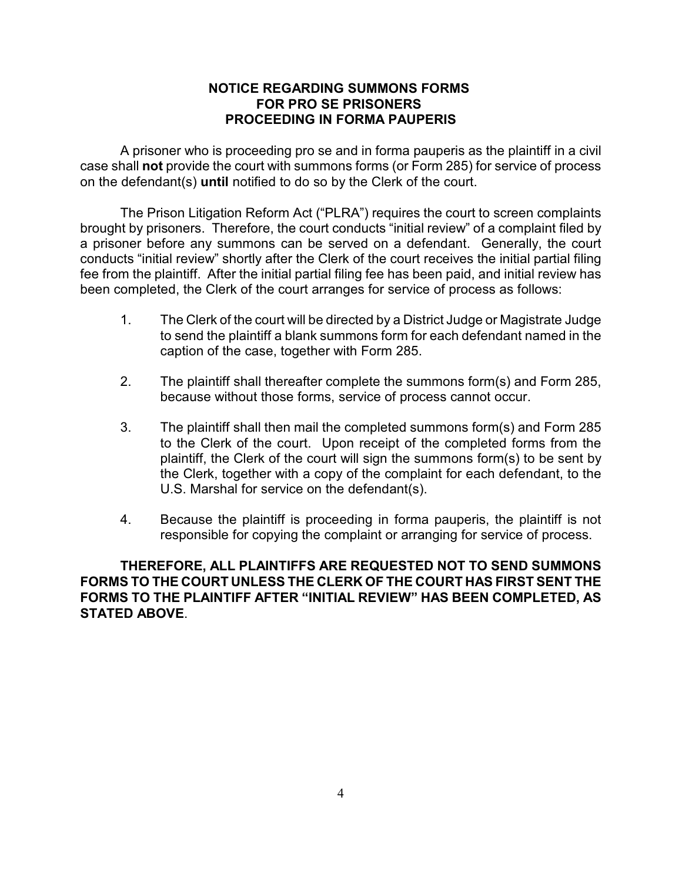# NOTICE REGARDING SUMMONS FORMS FOR PRO SE PRISONERS PROCEEDING IN FORMA PAUPERIS

A prisoner who is proceeding pro se and in forma pauperis as the plaintiff in a civil case shall **not** provide the court with summons forms (or Form 285) for service of process on the defendant(s) **until** notified to do so by the Clerk of the court.

The Prison Litigation Reform Act ("PLRA") requires the court to screen complaints brought by prisoners. Therefore, the court conducts "initial review" of a complaint filed by a prisoner before any summons can be served on a defendant. Generally, the court conducts "initial review" shortly after the Clerk of the court receives the initial partial filing fee from the plaintiff. After the initial partial filing fee has been paid, and initial review has been completed, the Clerk of the court arranges for service of process as follows:

1. The Clerk of the court will be directed by a District Judge or Magistrate Judge to send the plaintiff a blank summons form for each defendant named in the caption of the case, together with Form 285.

2. The plaintiff shall thereafter complete the summons form(s) and Form 285, because without those forms, service of process cannot occur.

3. The plaintiff shall then mail the completed summons form(s) and Form 285 to the Clerk of the court. Upon receipt of the completed forms from the plaintiff, the Clerk of the court will sign the summons form(s) to be sent by the Clerk, together with a copy of the complaint for each defendant, to the U.S. Marshal for service on the defendant(s).

4. Because the plaintiff is proceeding in forma pauperis, the plaintiff is not responsible for copying the complaint or arranging for service of process.

**THEREFORE, ALL PLAINTIFFS ARE REQUESTED NOT TO SEND SUMMONS FORMS TO THE COURT UNLESS THE CLERK OF THE COURT HAS FIRST SENT THE FORMS TO THE PLAINTIFF AFTER "INITIAL REVIEW" HAS BEEN COMPLETED, AS STATED ABOVE**.